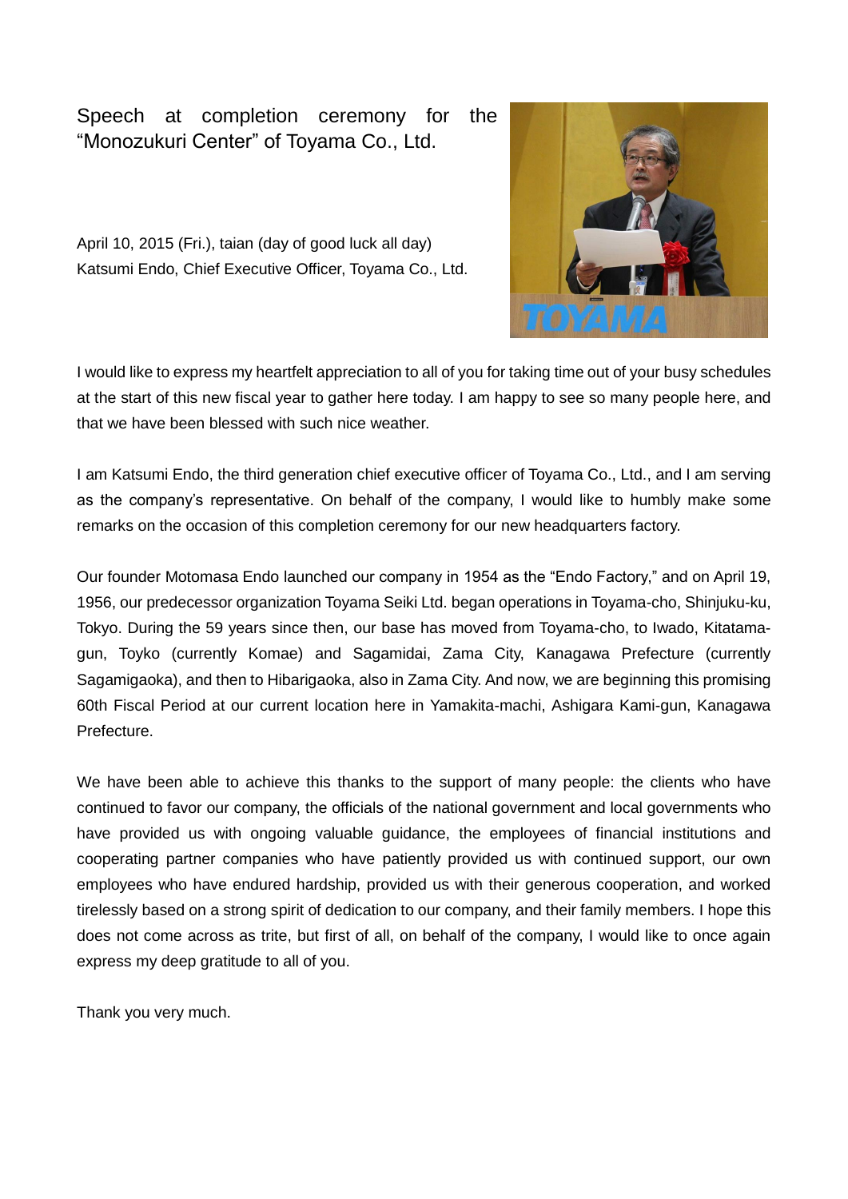# Speech at completion ceremony for the "Monozukuri Center" of Toyama Co., Ltd.

April 10, 2015 (Fri.), taian (day of good luck all day)
Katsumi Endo, Chief Executive Officer, Toyama Co., Ltd.

I would like to express my heartfelt appreciation to all of you for taking time out of your busy schedules at the start of this new fiscal year to gather here today. I am happy to see so many people here, and that we have been blessed with such nice weather.

I am Katsumi Endo, the third generation chief executive officer of Toyama Co., Ltd., and I am serving as the company's representative. On behalf of the company, I would like to humbly make some remarks on the occasion of this completion ceremony for our new headquarters factory.

Our founder Motomasa Endo launched our company in 1954 as the "Endo Factory," and on April 19, 1956, our predecessor organization Toyama Seiki Ltd. began operations in Toyama-cho, Shinjuku-ku, Tokyo. During the 59 years since then, our base has moved from Toyama-cho, to Iwado, Kitatama-gun, Toyko (currently Komae) and Sagamidai, Zama City, Kanagawa Prefecture (currently Sagamigaoka), and then to Hibarigaoka, also in Zama City. And now, we are beginning this promising 60th Fiscal Period at our current location here in Yamakita-machi, Ashigara Kami-gun, Kanagawa Prefecture.

We have been able to achieve this thanks to the support of many people: the clients who have continued to favor our company, the officials of the national government and local governments who have provided us with ongoing valuable guidance, the employees of financial institutions and cooperating partner companies who have patiently provided us with continued support, our own employees who have endured hardship, provided us with their generous cooperation, and worked tirelessly based on a strong spirit of dedication to our company, and their family members. I hope this does not come across as trite, but first of all, on behalf of the company, I would like to once again express my deep gratitude to all of you.

Thank you very much.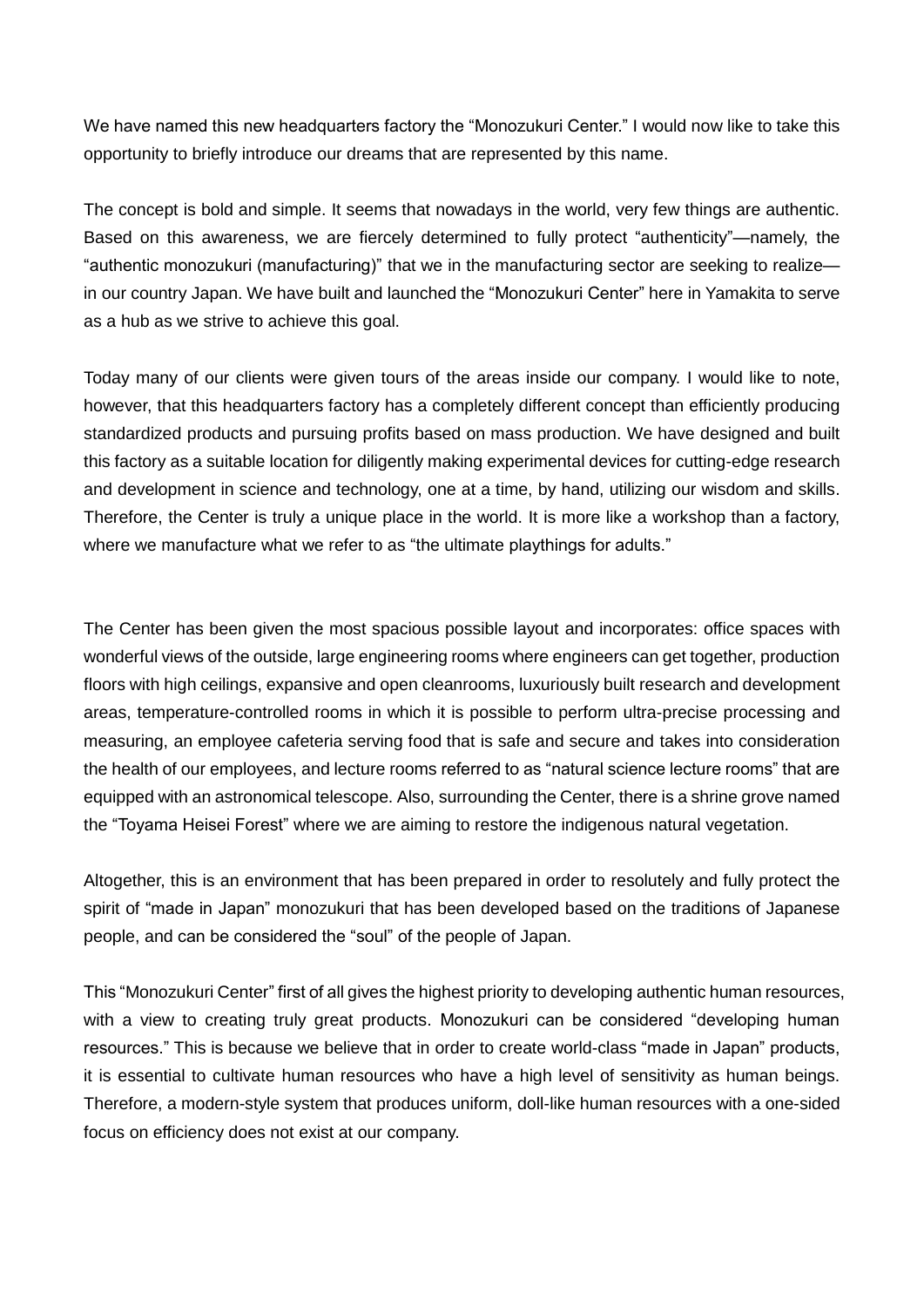We have named this new headquarters factory the "Monozukuri Center." I would now like to take this opportunity to briefly introduce our dreams that are represented by this name.

The concept is bold and simple. It seems that nowadays in the world, very few things are authentic. Based on this awareness, we are fiercely determined to fully protect "authenticity"—namely, the "authentic monozukuri (manufacturing)" that we in the manufacturing sector are seeking to realize—in our country Japan. We have built and launched the "Monozukuri Center" here in Yamakita to serve as a hub as we strive to achieve this goal.

Today many of our clients were given tours of the areas inside our company. I would like to note, however, that this headquarters factory has a completely different concept than efficiently producing standardized products and pursuing profits based on mass production. We have designed and built this factory as a suitable location for diligently making experimental devices for cutting-edge research and development in science and technology, one at a time, by hand, utilizing our wisdom and skills. Therefore, the Center is truly a unique place in the world. It is more like a workshop than a factory, where we manufacture what we refer to as "the ultimate playthings for adults."

The Center has been given the most spacious possible layout and incorporates: office spaces with wonderful views of the outside, large engineering rooms where engineers can get together, production floors with high ceilings, expansive and open cleanrooms, luxuriously built research and development areas, temperature-controlled rooms in which it is possible to perform ultra-precise processing and measuring, an employee cafeteria serving food that is safe and secure and takes into consideration the health of our employees, and lecture rooms referred to as "natural science lecture rooms" that are equipped with an astronomical telescope. Also, surrounding the Center, there is a shrine grove named the "Toyama Heisei Forest" where we are aiming to restore the indigenous natural vegetation.

Altogether, this is an environment that has been prepared in order to resolutely and fully protect the spirit of "made in Japan" monozukuri that has been developed based on the traditions of Japanese people, and can be considered the "soul" of the people of Japan.

This "Monozukuri Center" first of all gives the highest priority to developing authentic human resources, with a view to creating truly great products. Monozukuri can be considered "developing human resources." This is because we believe that in order to create world-class "made in Japan" products, it is essential to cultivate human resources who have a high level of sensitivity as human beings. Therefore, a modern-style system that produces uniform, doll-like human resources with a one-sided focus on efficiency does not exist at our company.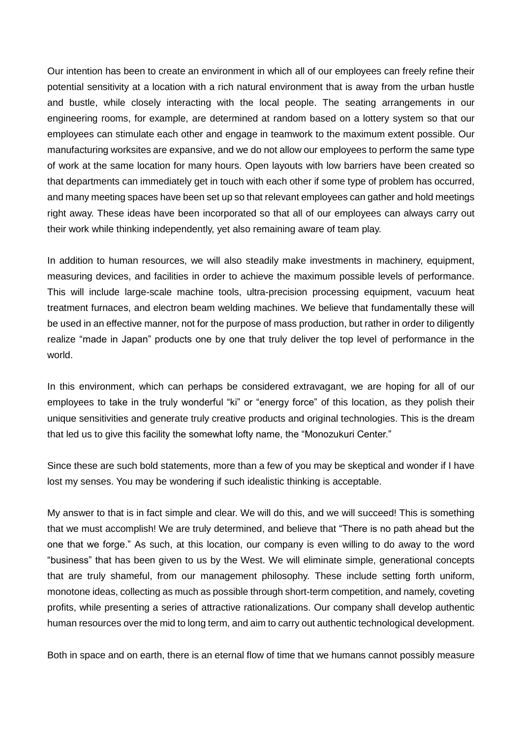Our intention has been to create an environment in which all of our employees can freely refine their potential sensitivity at a location with a rich natural environment that is away from the urban hustle and bustle, while closely interacting with the local people. The seating arrangements in our engineering rooms, for example, are determined at random based on a lottery system so that our employees can stimulate each other and engage in teamwork to the maximum extent possible. Our manufacturing worksites are expansive, and we do not allow our employees to perform the same type of work at the same location for many hours. Open layouts with low barriers have been created so that departments can immediately get in touch with each other if some type of problem has occurred, and many meeting spaces have been set up so that relevant employees can gather and hold meetings right away. These ideas have been incorporated so that all of our employees can always carry out their work while thinking independently, yet also remaining aware of team play.

In addition to human resources, we will also steadily make investments in machinery, equipment, measuring devices, and facilities in order to achieve the maximum possible levels of performance. This will include large-scale machine tools, ultra-precision processing equipment, vacuum heat treatment furnaces, and electron beam welding machines. We believe that fundamentally these will be used in an effective manner, not for the purpose of mass production, but rather in order to diligently realize "made in Japan" products one by one that truly deliver the top level of performance in the world.

In this environment, which can perhaps be considered extravagant, we are hoping for all of our employees to take in the truly wonderful "ki" or "energy force" of this location, as they polish their unique sensitivities and generate truly creative products and original technologies. This is the dream that led us to give this facility the somewhat lofty name, the "Monozukuri Center."

Since these are such bold statements, more than a few of you may be skeptical and wonder if I have lost my senses. You may be wondering if such idealistic thinking is acceptable.

My answer to that is in fact simple and clear. We will do this, and we will succeed! This is something that we must accomplish! We are truly determined, and believe that "There is no path ahead but the one that we forge." As such, at this location, our company is even willing to do away to the word "business" that has been given to us by the West. We will eliminate simple, generational concepts that are truly shameful, from our management philosophy. These include setting forth uniform, monotone ideas, collecting as much as possible through short-term competition, and namely, coveting profits, while presenting a series of attractive rationalizations. Our company shall develop authentic human resources over the mid to long term, and aim to carry out authentic technological development.

Both in space and on earth, there is an eternal flow of time that we humans cannot possibly measure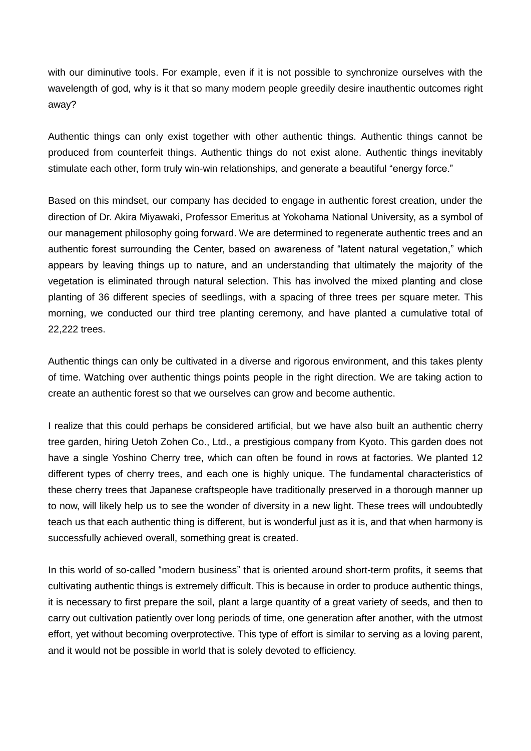with our diminutive tools. For example, even if it is not possible to synchronize ourselves with the wavelength of god, why is it that so many modern people greedily desire inauthentic outcomes right away?

Authentic things can only exist together with other authentic things. Authentic things cannot be produced from counterfeit things. Authentic things do not exist alone. Authentic things inevitably stimulate each other, form truly win-win relationships, and generate a beautiful "energy force."

Based on this mindset, our company has decided to engage in authentic forest creation, under the direction of Dr. Akira Miyawaki, Professor Emeritus at Yokohama National University, as a symbol of our management philosophy going forward. We are determined to regenerate authentic trees and an authentic forest surrounding the Center, based on awareness of "latent natural vegetation," which appears by leaving things up to nature, and an understanding that ultimately the majority of the vegetation is eliminated through natural selection. This has involved the mixed planting and close planting of 36 different species of seedlings, with a spacing of three trees per square meter. This morning, we conducted our third tree planting ceremony, and have planted a cumulative total of 22,222 trees.

Authentic things can only be cultivated in a diverse and rigorous environment, and this takes plenty of time. Watching over authentic things points people in the right direction. We are taking action to create an authentic forest so that we ourselves can grow and become authentic.

I realize that this could perhaps be considered artificial, but we have also built an authentic cherry tree garden, hiring Uetoh Zohen Co., Ltd., a prestigious company from Kyoto. This garden does not have a single Yoshino Cherry tree, which can often be found in rows at factories. We planted 12 different types of cherry trees, and each one is highly unique. The fundamental characteristics of these cherry trees that Japanese craftspeople have traditionally preserved in a thorough manner up to now, will likely help us to see the wonder of diversity in a new light. These trees will undoubtedly teach us that each authentic thing is different, but is wonderful just as it is, and that when harmony is successfully achieved overall, something great is created.

In this world of so-called "modern business" that is oriented around short-term profits, it seems that cultivating authentic things is extremely difficult. This is because in order to produce authentic things, it is necessary to first prepare the soil, plant a large quantity of a great variety of seeds, and then to carry out cultivation patiently over long periods of time, one generation after another, with the utmost effort, yet without becoming overprotective. This type of effort is similar to serving as a loving parent, and it would not be possible in world that is solely devoted to efficiency.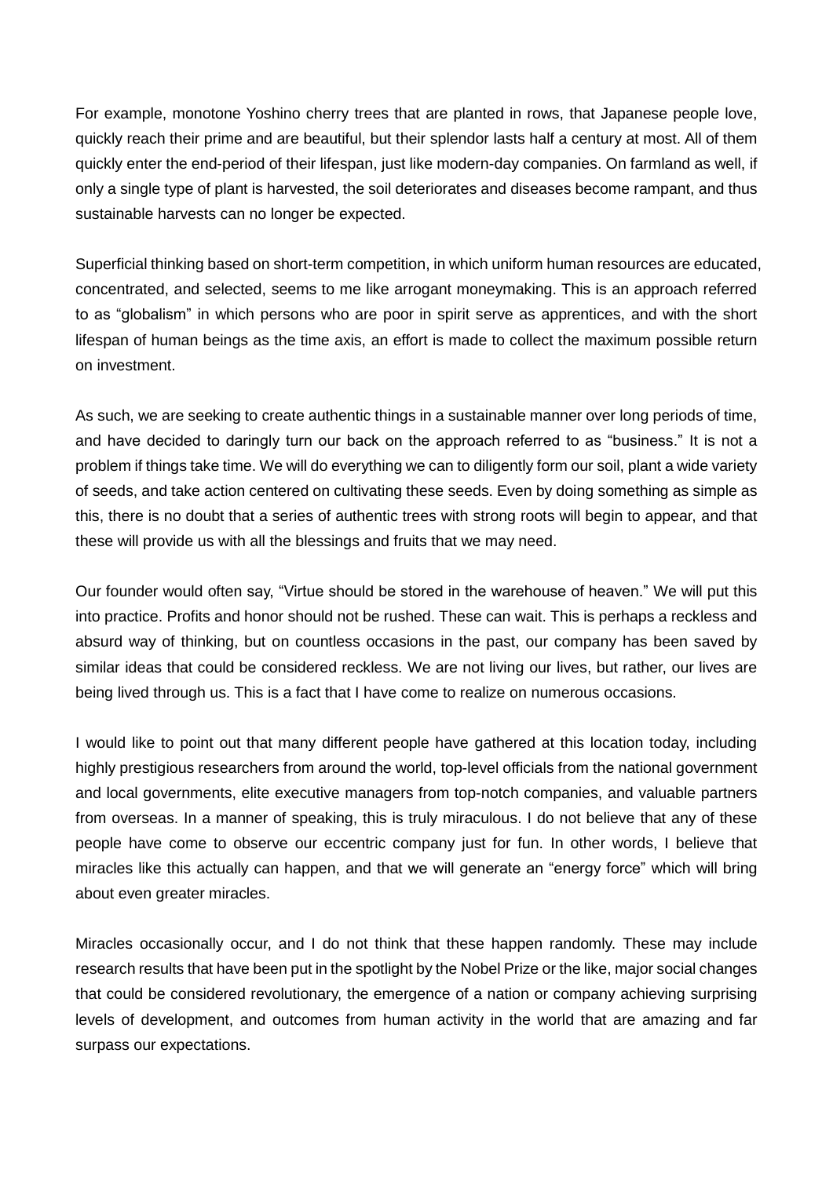For example, monotone Yoshino cherry trees that are planted in rows, that Japanese people love, quickly reach their prime and are beautiful, but their splendor lasts half a century at most. All of them quickly enter the end-period of their lifespan, just like modern-day companies. On farmland as well, if only a single type of plant is harvested, the soil deteriorates and diseases become rampant, and thus sustainable harvests can no longer be expected.

Superficial thinking based on short-term competition, in which uniform human resources are educated, concentrated, and selected, seems to me like arrogant moneymaking. This is an approach referred to as "globalism" in which persons who are poor in spirit serve as apprentices, and with the short lifespan of human beings as the time axis, an effort is made to collect the maximum possible return on investment.

As such, we are seeking to create authentic things in a sustainable manner over long periods of time, and have decided to daringly turn our back on the approach referred to as "business." It is not a problem if things take time. We will do everything we can to diligently form our soil, plant a wide variety of seeds, and take action centered on cultivating these seeds. Even by doing something as simple as this, there is no doubt that a series of authentic trees with strong roots will begin to appear, and that these will provide us with all the blessings and fruits that we may need.

Our founder would often say, "Virtue should be stored in the warehouse of heaven." We will put this into practice. Profits and honor should not be rushed. These can wait. This is perhaps a reckless and absurd way of thinking, but on countless occasions in the past, our company has been saved by similar ideas that could be considered reckless. We are not living our lives, but rather, our lives are being lived through us. This is a fact that I have come to realize on numerous occasions.

I would like to point out that many different people have gathered at this location today, including highly prestigious researchers from around the world, top-level officials from the national government and local governments, elite executive managers from top-notch companies, and valuable partners from overseas. In a manner of speaking, this is truly miraculous. I do not believe that any of these people have come to observe our eccentric company just for fun. In other words, I believe that miracles like this actually can happen, and that we will generate an "energy force" which will bring about even greater miracles.

Miracles occasionally occur, and I do not think that these happen randomly. These may include research results that have been put in the spotlight by the Nobel Prize or the like, major social changes that could be considered revolutionary, the emergence of a nation or company achieving surprising levels of development, and outcomes from human activity in the world that are amazing and far surpass our expectations.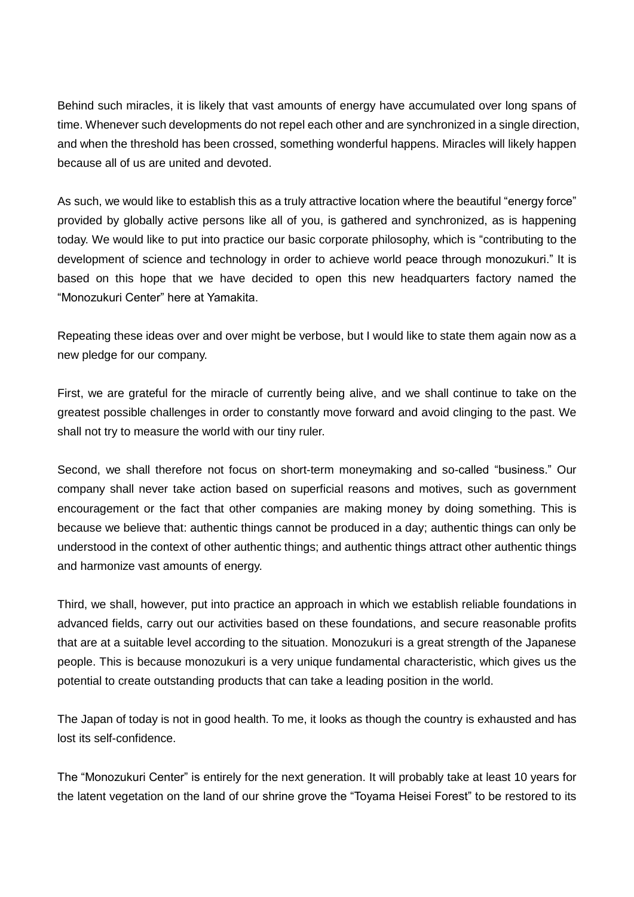Behind such miracles, it is likely that vast amounts of energy have accumulated over long spans of time. Whenever such developments do not repel each other and are synchronized in a single direction, and when the threshold has been crossed, something wonderful happens. Miracles will likely happen because all of us are united and devoted.

As such, we would like to establish this as a truly attractive location where the beautiful "energy force" provided by globally active persons like all of you, is gathered and synchronized, as is happening today. We would like to put into practice our basic corporate philosophy, which is "contributing to the development of science and technology in order to achieve world peace through monozukuri." It is based on this hope that we have decided to open this new headquarters factory named the "Monozukuri Center" here at Yamakita.

Repeating these ideas over and over might be verbose, but I would like to state them again now as a new pledge for our company.

First, we are grateful for the miracle of currently being alive, and we shall continue to take on the greatest possible challenges in order to constantly move forward and avoid clinging to the past. We shall not try to measure the world with our tiny ruler.

Second, we shall therefore not focus on short-term moneymaking and so-called "business." Our company shall never take action based on superficial reasons and motives, such as government encouragement or the fact that other companies are making money by doing something. This is because we believe that: authentic things cannot be produced in a day; authentic things can only be understood in the context of other authentic things; and authentic things attract other authentic things and harmonize vast amounts of energy.

Third, we shall, however, put into practice an approach in which we establish reliable foundations in advanced fields, carry out our activities based on these foundations, and secure reasonable profits that are at a suitable level according to the situation. Monozukuri is a great strength of the Japanese people. This is because monozukuri is a very unique fundamental characteristic, which gives us the potential to create outstanding products that can take a leading position in the world.

The Japan of today is not in good health. To me, it looks as though the country is exhausted and has lost its self-confidence.

The "Monozukuri Center" is entirely for the next generation. It will probably take at least 10 years for the latent vegetation on the land of our shrine grove the "Toyama Heisei Forest" to be restored to its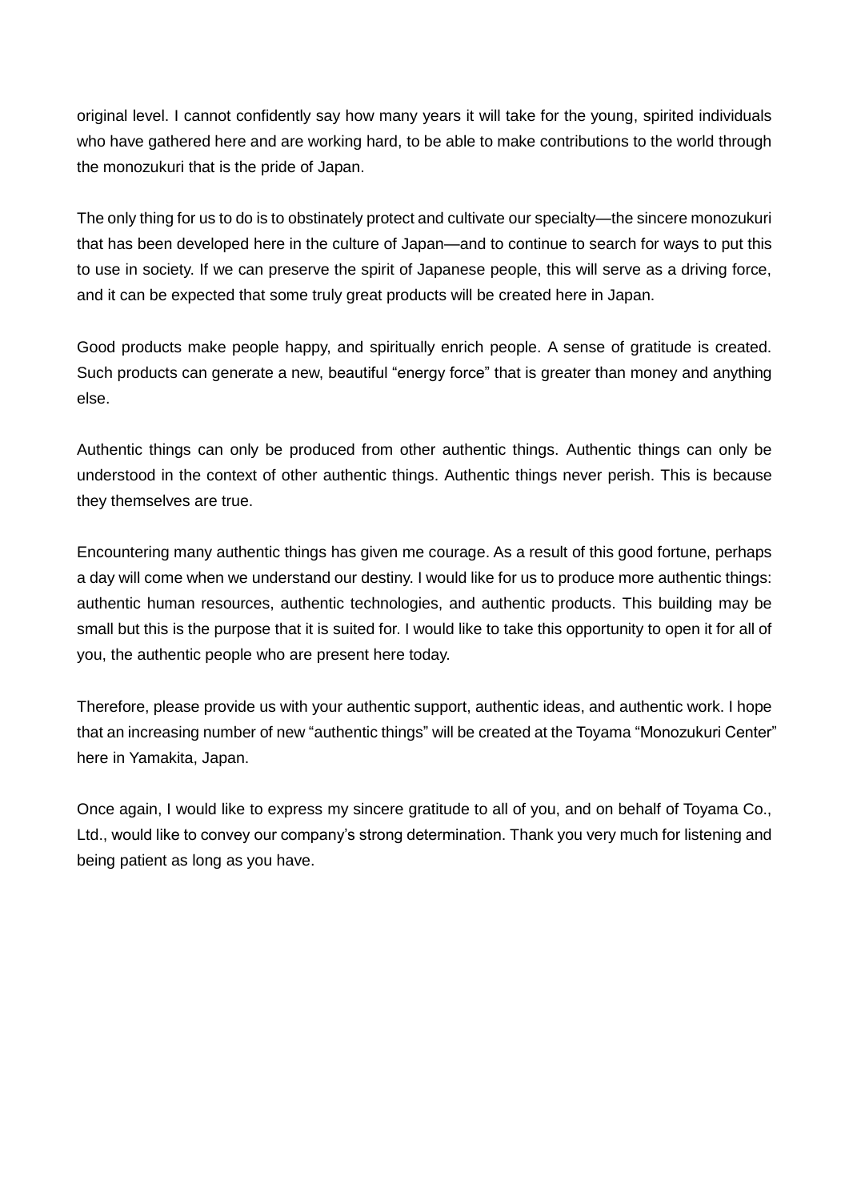original level. I cannot confidently say how many years it will take for the young, spirited individuals who have gathered here and are working hard, to be able to make contributions to the world through the monozukuri that is the pride of Japan.

The only thing for us to do is to obstinately protect and cultivate our specialty—the sincere monozukuri that has been developed here in the culture of Japan—and to continue to search for ways to put this to use in society. If we can preserve the spirit of Japanese people, this will serve as a driving force, and it can be expected that some truly great products will be created here in Japan.

Good products make people happy, and spiritually enrich people. A sense of gratitude is created. Such products can generate a new, beautiful "energy force" that is greater than money and anything else.

Authentic things can only be produced from other authentic things. Authentic things can only be understood in the context of other authentic things. Authentic things never perish. This is because they themselves are true.

Encountering many authentic things has given me courage. As a result of this good fortune, perhaps a day will come when we understand our destiny. I would like for us to produce more authentic things: authentic human resources, authentic technologies, and authentic products. This building may be small but this is the purpose that it is suited for. I would like to take this opportunity to open it for all of you, the authentic people who are present here today.

Therefore, please provide us with your authentic support, authentic ideas, and authentic work. I hope that an increasing number of new "authentic things" will be created at the Toyama "Monozukuri Center" here in Yamakita, Japan.

Once again, I would like to express my sincere gratitude to all of you, and on behalf of Toyama Co., Ltd., would like to convey our company's strong determination. Thank you very much for listening and being patient as long as you have.